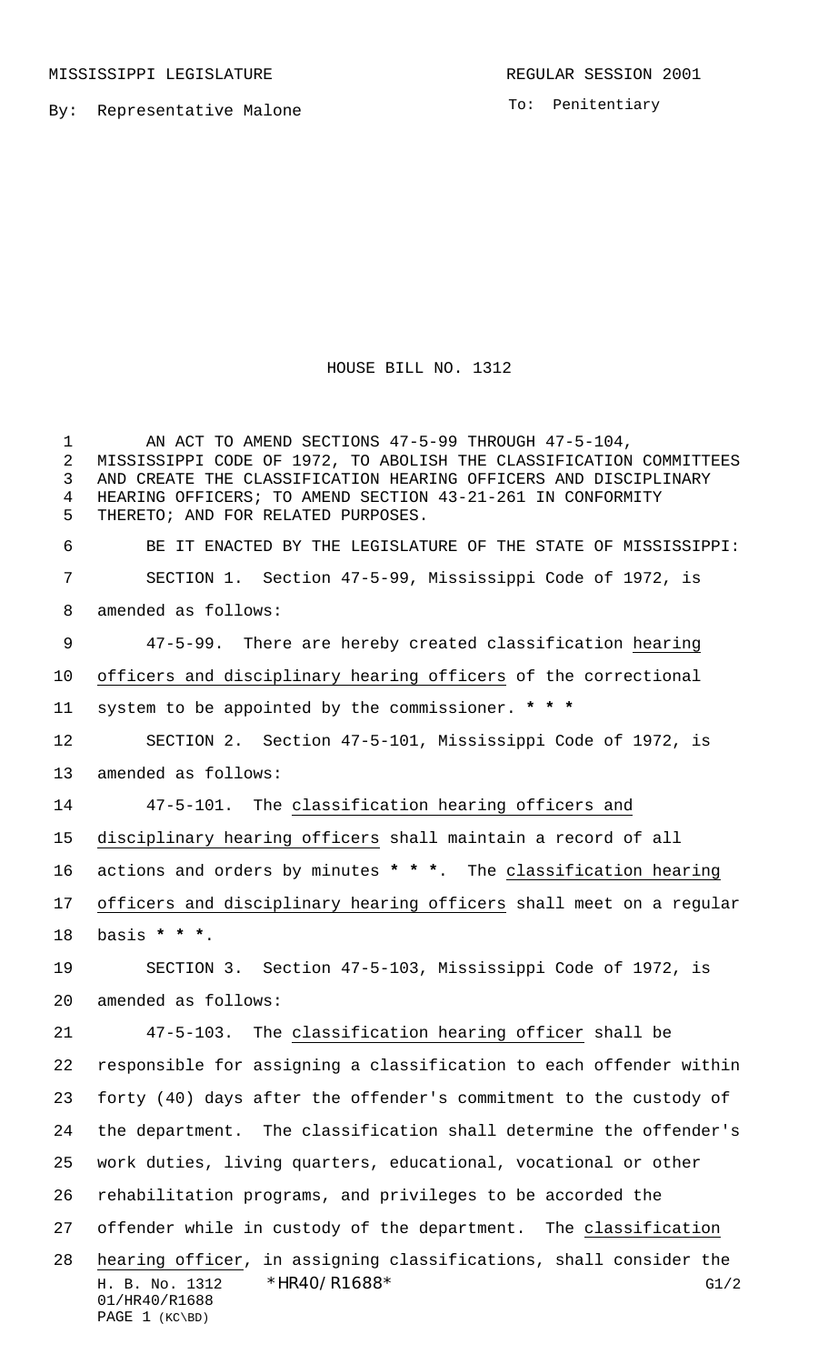MISSISSIPPI LEGISLATURE REGULAR SESSION 2001

By: Representative Malone

To: Penitentiary

# HOUSE BILL NO. 1312

AN ACT TO AMEND SECTIONS 47-5-99 THROUGH 47-5-104, MISSISSIPPI CODE OF 1972, TO ABOLISH THE CLASSIFICATION COMMITTEES AND CREATE THE CLASSIFICATION HEARING OFFICERS AND DISCIPLINARY HEARING OFFICERS; TO AMEND SECTION 43-21-261 IN CONFORMITY THERETO; AND FOR RELATED PURPOSES.

BE IT ENACTED BY THE LEGISLATURE OF THE STATE OF MISSISSIPPI:

SECTION 1. Section 47-5-99, Mississippi Code of 1972, is amended as follows:

47-5-99. There are hereby created classification hearing officers and disciplinary hearing officers of the correctional system to be appointed by the commissioner. *** * ***

SECTION 2. Section 47-5-101, Mississippi Code of 1972, is amended as follows:

47-5-101. The classification hearing officers and disciplinary hearing officers shall maintain a record of all actions and orders by minutes *** * ***. The classification hearing officers and disciplinary hearing officers shall meet on a regular basis *** * ***.

SECTION 3. Section 47-5-103, Mississippi Code of 1972, is amended as follows:

47-5-103. The classification hearing officer shall be responsible for assigning a classification to each offender within forty (40) days after the offender's commitment to the custody of the department. The classification shall determine the offender's work duties, living quarters, educational, vocational or other rehabilitation programs, and privileges to be accorded the offender while in custody of the department. The classification hearing officer, in assigning classifications, shall consider the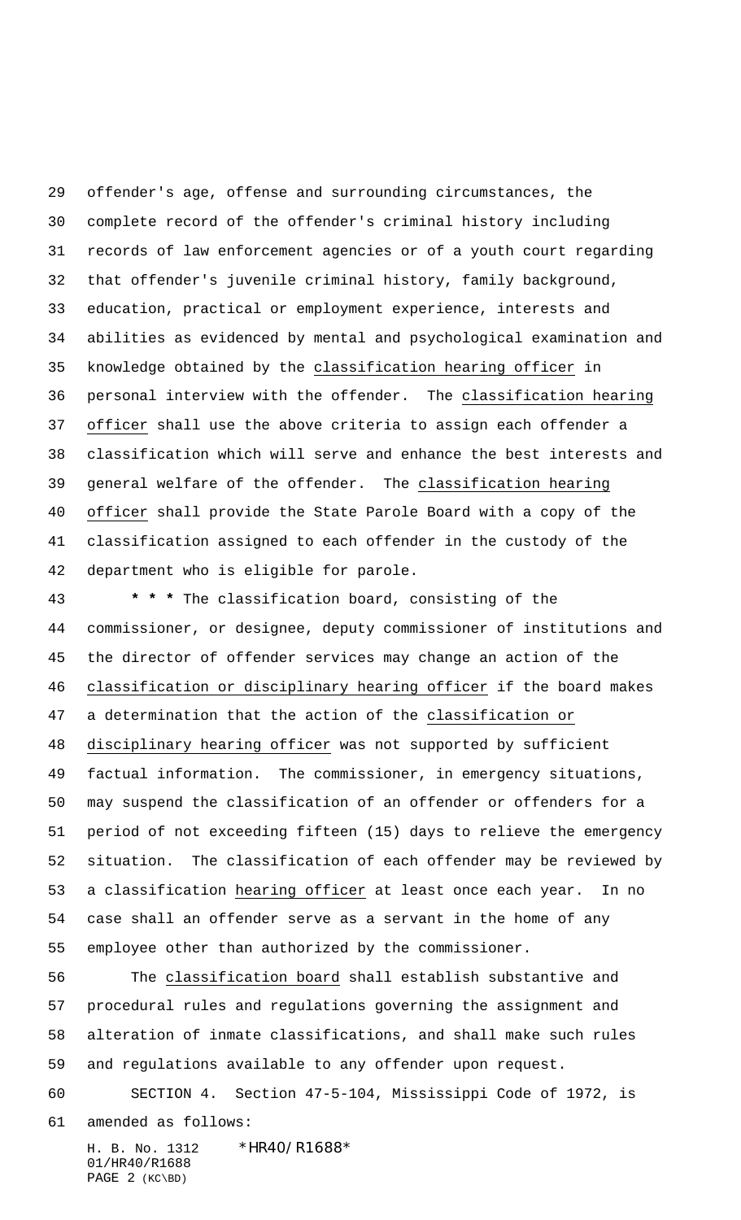offender's age, offense and surrounding circumstances, the complete record of the offender's criminal history including records of law enforcement agencies or of a youth court regarding that offender's juvenile criminal history, family background, education, practical or employment experience, interests and abilities as evidenced by mental and psychological examination and knowledge obtained by the classification hearing officer in personal interview with the offender. The classification hearing officer shall use the above criteria to assign each offender a classification which will serve and enhance the best interests and general welfare of the offender. The classification hearing officer shall provide the State Parole Board with a copy of the classification assigned to each offender in the custody of the department who is eligible for parole.

**\* \* \*** The classification board, consisting of the commissioner, or designee, deputy commissioner of institutions and the director of offender services may change an action of the classification or disciplinary hearing officer if the board makes a determination that the action of the classification or disciplinary hearing officer was not supported by sufficient factual information. The commissioner, in emergency situations, may suspend the classification of an offender or offenders for a period of not exceeding fifteen (15) days to relieve the emergency situation. The classification of each offender may be reviewed by a classification hearing officer at least once each year. In no case shall an offender serve as a servant in the home of any employee other than authorized by the commissioner.

The classification board shall establish substantive and procedural rules and regulations governing the assignment and alteration of inmate classifications, and shall make such rules and regulations available to any offender upon request.

SECTION 4. Section 47-5-104, Mississippi Code of 1972, is amended as follows: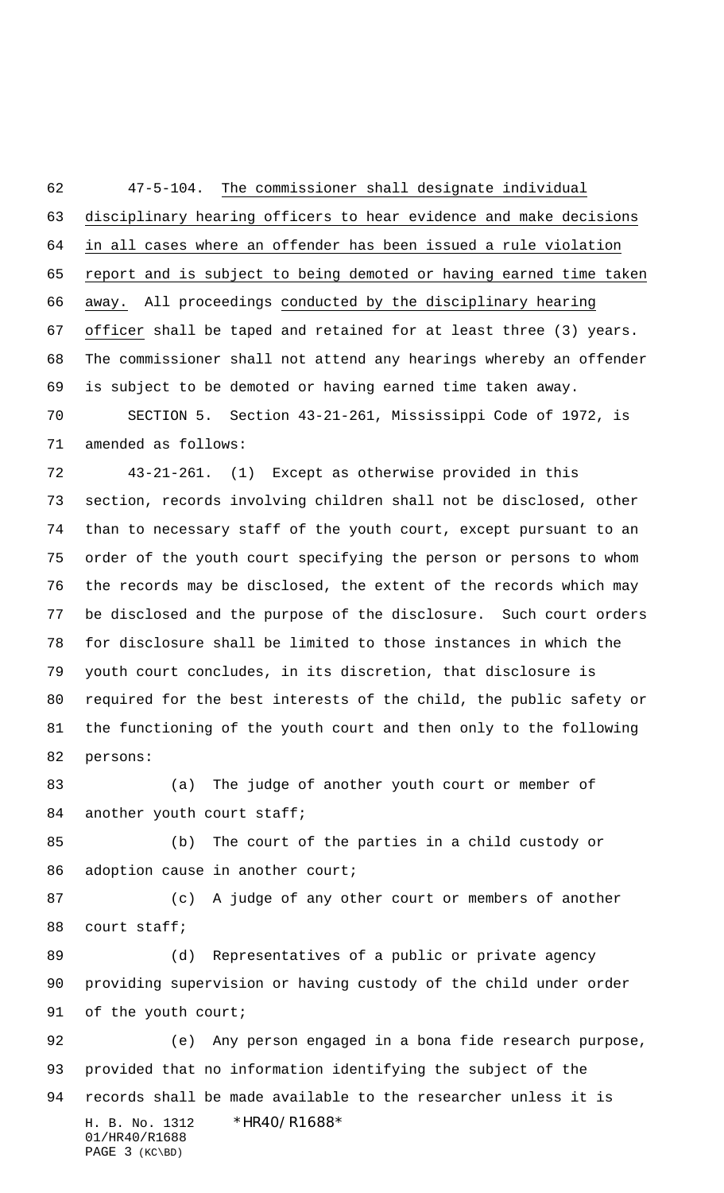47-5-104. The commissioner shall designate individual disciplinary hearing officers to hear evidence and make decisions in all cases where an offender has been issued a rule violation report and is subject to being demoted or having earned time taken away. All proceedings conducted by the disciplinary hearing officer shall be taped and retained for at least three (3) years. The commissioner shall not attend any hearings whereby an offender is subject to be demoted or having earned time taken away.

SECTION 5. Section 43-21-261, Mississippi Code of 1972, is amended as follows:

43-21-261. (1) Except as otherwise provided in this section, records involving children shall not be disclosed, other than to necessary staff of the youth court, except pursuant to an order of the youth court specifying the person or persons to whom the records may be disclosed, the extent of the records which may be disclosed and the purpose of the disclosure. Such court orders for disclosure shall be limited to those instances in which the youth court concludes, in its discretion, that disclosure is required for the best interests of the child, the public safety or the functioning of the youth court and then only to the following persons:

(a) The judge of another youth court or member of another youth court staff;

(b) The court of the parties in a child custody or adoption cause in another court;

(c) A judge of any other court or members of another court staff;

(d) Representatives of a public or private agency providing supervision or having custody of the child under order of the youth court;

(e) Any person engaged in a bona fide research purpose, provided that no information identifying the subject of the records shall be made available to the researcher unless it is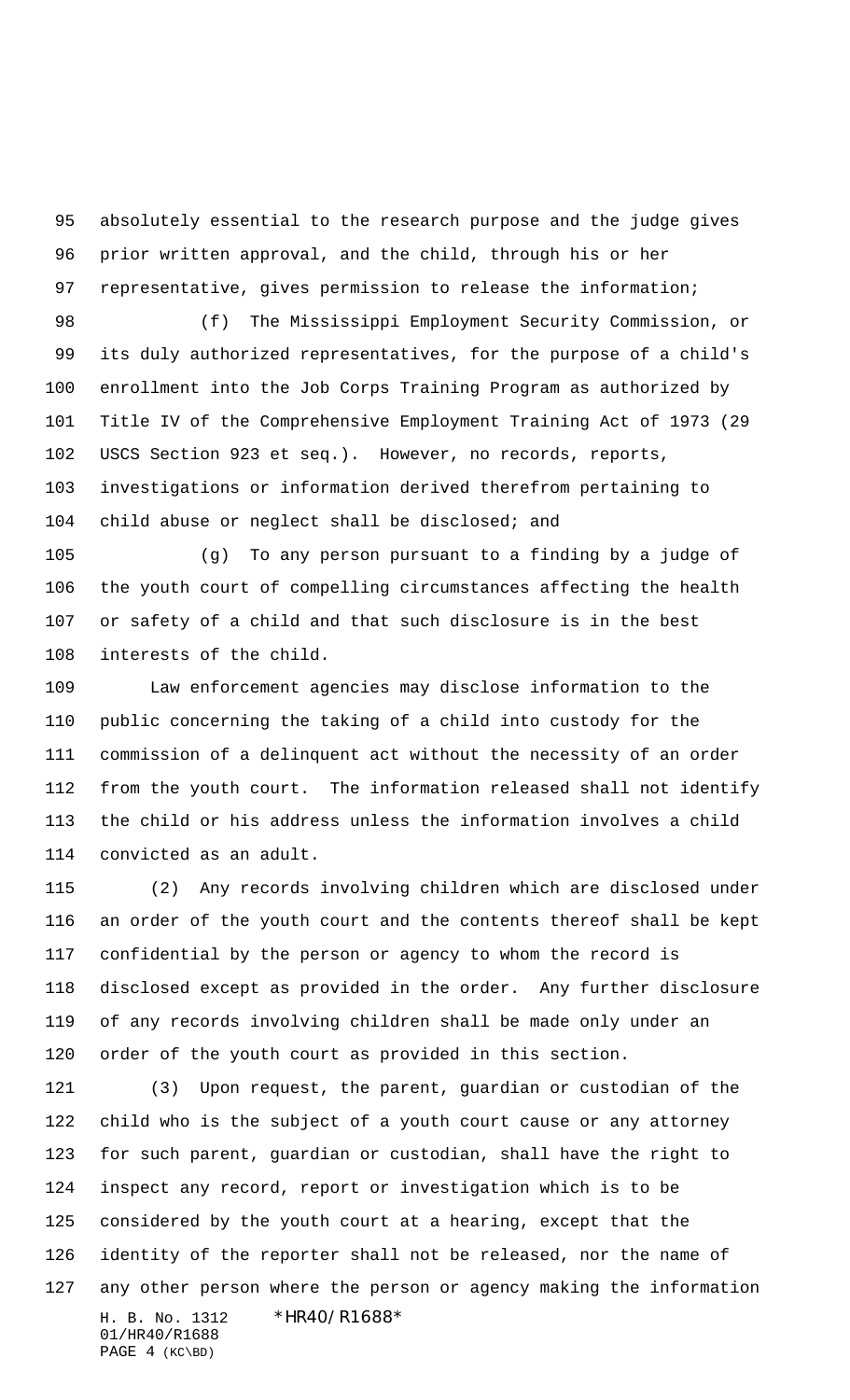absolutely essential to the research purpose and the judge gives prior written approval, and the child, through his or her representative, gives permission to release the information;

(f) The Mississippi Employment Security Commission, or its duly authorized representatives, for the purpose of a child's enrollment into the Job Corps Training Program as authorized by Title IV of the Comprehensive Employment Training Act of 1973 (29 USCS Section 923 et seq.). However, no records, reports, investigations or information derived therefrom pertaining to child abuse or neglect shall be disclosed; and

(g) To any person pursuant to a finding by a judge of the youth court of compelling circumstances affecting the health or safety of a child and that such disclosure is in the best interests of the child.

Law enforcement agencies may disclose information to the public concerning the taking of a child into custody for the commission of a delinquent act without the necessity of an order from the youth court. The information released shall not identify the child or his address unless the information involves a child convicted as an adult.

(2) Any records involving children which are disclosed under an order of the youth court and the contents thereof shall be kept confidential by the person or agency to whom the record is disclosed except as provided in the order. Any further disclosure of any records involving children shall be made only under an order of the youth court as provided in this section.

(3) Upon request, the parent, guardian or custodian of the child who is the subject of a youth court cause or any attorney for such parent, guardian or custodian, shall have the right to inspect any record, report or investigation which is to be considered by the youth court at a hearing, except that the identity of the reporter shall not be released, nor the name of any other person where the person or agency making the information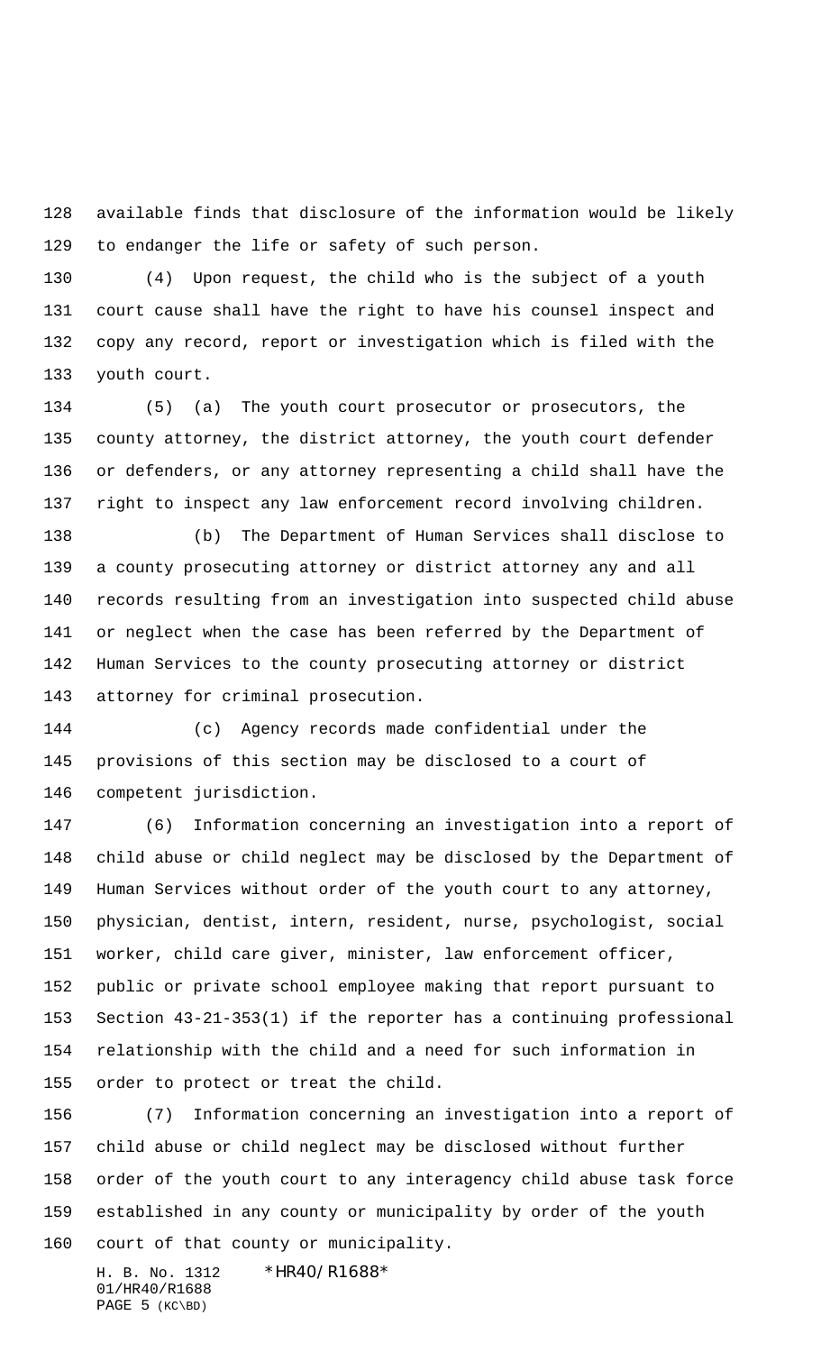available finds that disclosure of the information would be likely to endanger the life or safety of such person.

(4) Upon request, the child who is the subject of a youth court cause shall have the right to have his counsel inspect and copy any record, report or investigation which is filed with the youth court.

(5) (a) The youth court prosecutor or prosecutors, the county attorney, the district attorney, the youth court defender or defenders, or any attorney representing a child shall have the right to inspect any law enforcement record involving children.

(b) The Department of Human Services shall disclose to a county prosecuting attorney or district attorney any and all records resulting from an investigation into suspected child abuse or neglect when the case has been referred by the Department of Human Services to the county prosecuting attorney or district attorney for criminal prosecution.

(c) Agency records made confidential under the provisions of this section may be disclosed to a court of competent jurisdiction.

(6) Information concerning an investigation into a report of child abuse or child neglect may be disclosed by the Department of Human Services without order of the youth court to any attorney, physician, dentist, intern, resident, nurse, psychologist, social worker, child care giver, minister, law enforcement officer, public or private school employee making that report pursuant to Section 43-21-353(1) if the reporter has a continuing professional relationship with the child and a need for such information in order to protect or treat the child.

(7) Information concerning an investigation into a report of child abuse or child neglect may be disclosed without further order of the youth court to any interagency child abuse task force established in any county or municipality by order of the youth court of that county or municipality.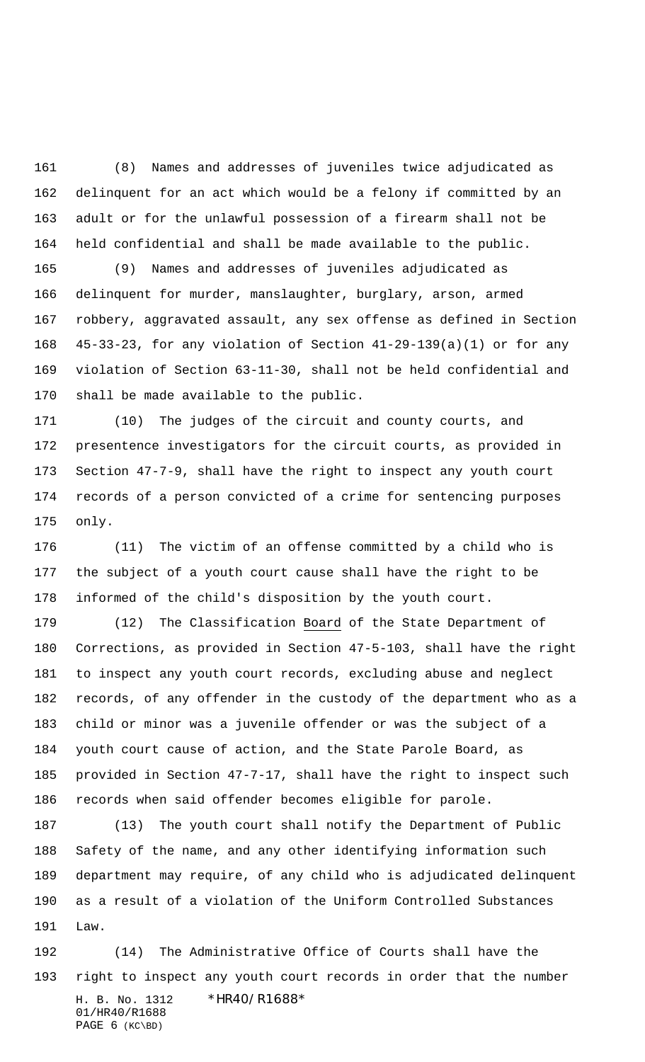(8) Names and addresses of juveniles twice adjudicated as delinquent for an act which would be a felony if committed by an adult or for the unlawful possession of a firearm shall not be held confidential and shall be made available to the public.

(9) Names and addresses of juveniles adjudicated as delinquent for murder, manslaughter, burglary, arson, armed robbery, aggravated assault, any sex offense as defined in Section 45-33-23, for any violation of Section 41-29-139(a)(1) or for any violation of Section 63-11-30, shall not be held confidential and shall be made available to the public.

(10) The judges of the circuit and county courts, and presentence investigators for the circuit courts, as provided in Section 47-7-9, shall have the right to inspect any youth court records of a person convicted of a crime for sentencing purposes only.

(11) The victim of an offense committed by a child who is the subject of a youth court cause shall have the right to be informed of the child's disposition by the youth court.

(12) The Classification Board of the State Department of Corrections, as provided in Section 47-5-103, shall have the right to inspect any youth court records, excluding abuse and neglect records, of any offender in the custody of the department who as a child or minor was a juvenile offender or was the subject of a youth court cause of action, and the State Parole Board, as provided in Section 47-7-17, shall have the right to inspect such records when said offender becomes eligible for parole.

(13) The youth court shall notify the Department of Public Safety of the name, and any other identifying information such department may require, of any child who is adjudicated delinquent as a result of a violation of the Uniform Controlled Substances Law.

(14) The Administrative Office of Courts shall have the right to inspect any youth court records in order that the number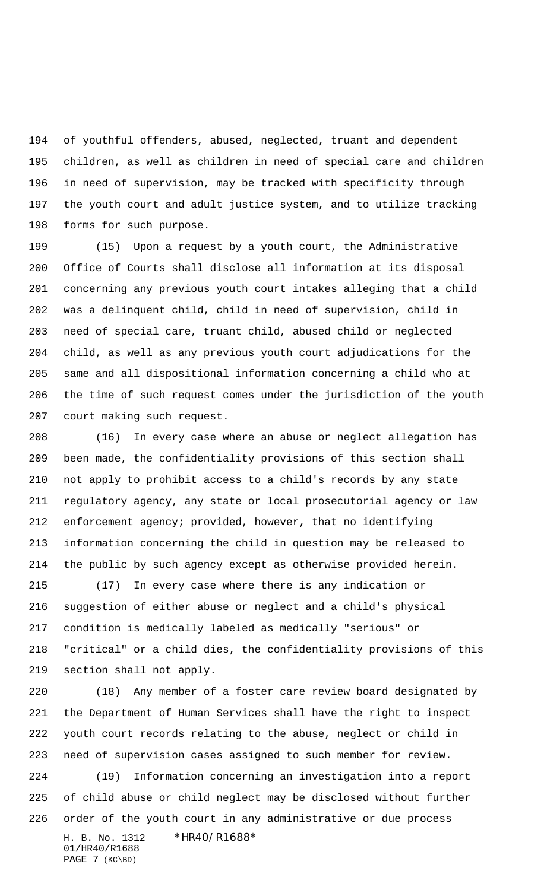of youthful offenders, abused, neglected, truant and dependent children, as well as children in need of special care and children in need of supervision, may be tracked with specificity through the youth court and adult justice system, and to utilize tracking forms for such purpose.

(15) Upon a request by a youth court, the Administrative Office of Courts shall disclose all information at its disposal concerning any previous youth court intakes alleging that a child was a delinquent child, child in need of supervision, child in need of special care, truant child, abused child or neglected child, as well as any previous youth court adjudications for the same and all dispositional information concerning a child who at the time of such request comes under the jurisdiction of the youth court making such request.

(16) In every case where an abuse or neglect allegation has been made, the confidentiality provisions of this section shall not apply to prohibit access to a child's records by any state regulatory agency, any state or local prosecutorial agency or law enforcement agency; provided, however, that no identifying information concerning the child in question may be released to the public by such agency except as otherwise provided herein.

(17) In every case where there is any indication or suggestion of either abuse or neglect and a child's physical condition is medically labeled as medically "serious" or "critical" or a child dies, the confidentiality provisions of this section shall not apply.

(18) Any member of a foster care review board designated by the Department of Human Services shall have the right to inspect youth court records relating to the abuse, neglect or child in need of supervision cases assigned to such member for review.

(19) Information concerning an investigation into a report of child abuse or child neglect may be disclosed without further order of the youth court in any administrative or due process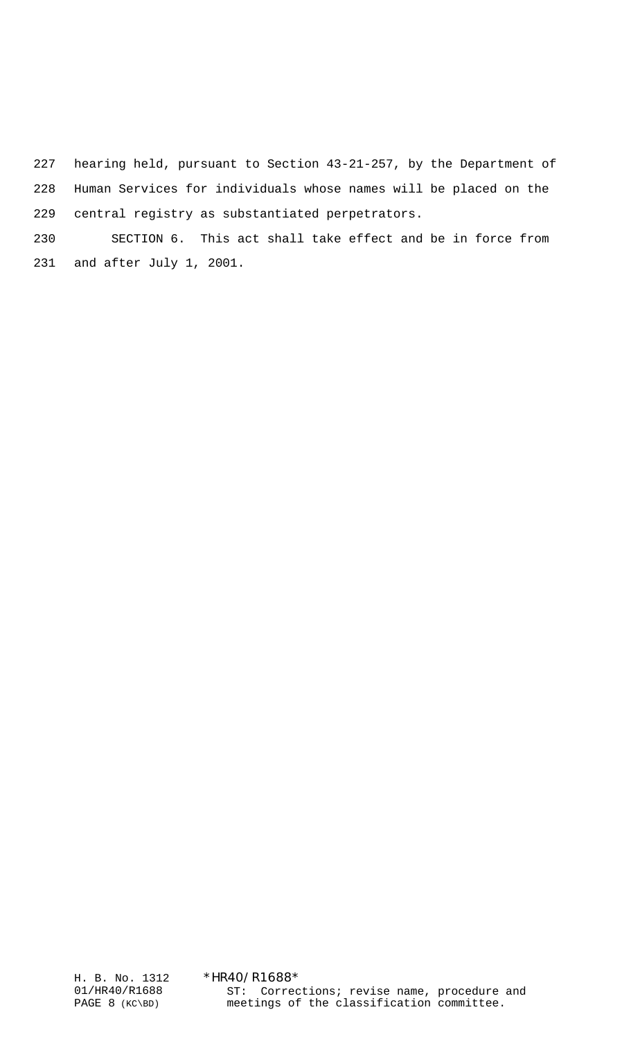227 hearing held, pursuant to Section 43-21-257, by the Department of
228 Human Services for individuals whose names will be placed on the
229 central registry as substantiated perpetrators.

230 SECTION 6. This act shall take effect and be in force from
231 and after July 1, 2001.